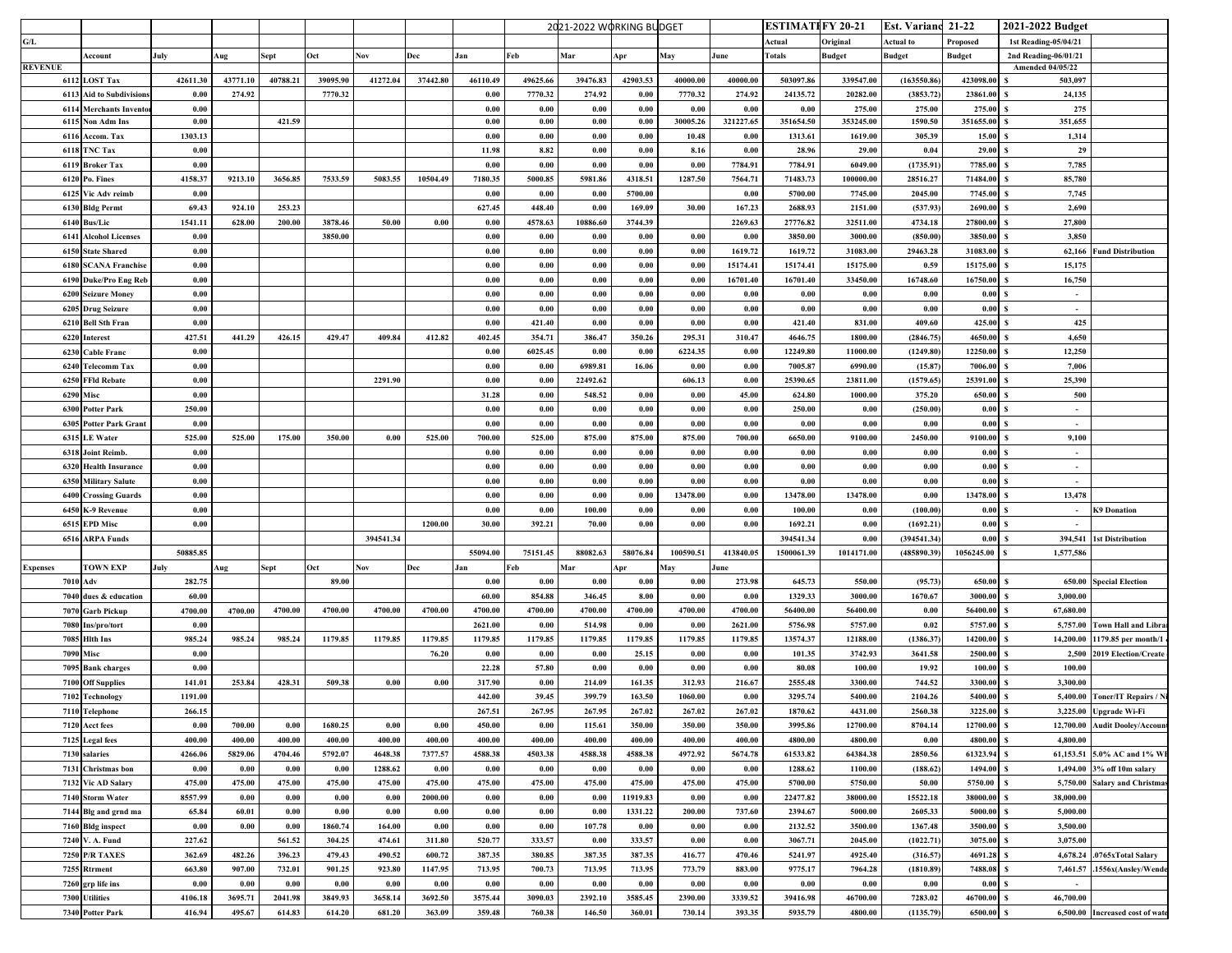| G/L | Account | July | Aug | Sept | Oct | Nov | Dec | Jan | Feb | Mar | Apr | May | June | ESTIMATI FY 20-21 Actual Totals | Original Budget | Est. Varianc Actual to Budget | 21-22 Proposed Budget | 2021-2022 Budget 1st Reading-05/04/21 2nd Reading-06/01/21 Amended 04/05/22 | |
|---|---|---|---|---|---|---|---|---|---|---|---|---|---|---|---|---|---|---|---|
| | | | | | | | | 2021-2022 WORKING BUDGET | | | | | | | | | | | |
| REVENUE | | | | | | | | | | | | | | | | | | | |
| 6112 | LOST Tax | 42611.30 | 43771.10 | 40788.21 | 39095.90 | 41272.04 | 37442.80 | 46110.49 | 49625.66 | 39476.83 | 42903.53 | 40000.00 | 40000.00 | 503097.86 | 339547.00 | (163550.86) | 423098.00 | $ 503,097 | |
| 6113 | Aid to Subdivisions | 0.00 | 274.92 | | 7770.32 | | | 0.00 | 7770.32 | 274.92 | 0.00 | 7770.32 | 274.92 | 24135.72 | 20282.00 | (3853.72) | 23861.00 | $ 24,135 | |
| 6114 | Merchants Inventor | 0.00 | | | | | | 0.00 | 0.00 | 0.00 | 0.00 | 0.00 | 0.00 | 0.00 | 275.00 | 275.00 | 275.00 | $ 275 | |
| 6115 | Non Adm Ins | 0.00 | | 421.59 | | | | 0.00 | 0.00 | 0.00 | 0.00 | 30005.26 | 321227.65 | 351654.50 | 353245.00 | 1590.50 | 351655.00 | $ 351,655 | |
| 6116 | Accom. Tax | 1303.13 | | | | | | 0.00 | 0.00 | 0.00 | 0.00 | 10.48 | 0.00 | 1313.61 | 1619.00 | 305.39 | 15.00 | $ 1,314 | |
| 6118 | TNC Tax | 0.00 | | | | | | 11.98 | 8.82 | 0.00 | 0.00 | 8.16 | 0.00 | 28.96 | 29.00 | 0.04 | 29.00 | $ 29 | |
| 6119 | Broker Tax | 0.00 | | | | | | 0.00 | 0.00 | 0.00 | 0.00 | 0.00 | 7784.91 | 7784.91 | 6049.00 | (1735.91) | 7785.00 | $ 7,785 | |
| 6120 | Po. Fines | 4158.37 | 9213.10 | 3656.85 | 7533.59 | 5083.55 | 10504.49 | 7180.35 | 5000.85 | 5981.86 | 4318.51 | 1287.50 | 7564.71 | 71483.73 | 100000.00 | 28516.27 | 71484.00 | $ 85,780 | |
| 6125 | Vic Adv reimb | 0.00 | | | | | | 0.00 | 0.00 | 0.00 | 5700.00 | | 0.00 | 5700.00 | 7745.00 | 2045.00 | 7745.00 | $ 7,745 | |
| 6130 | Bldg Permt | 69.43 | 924.10 | 253.23 | | | | 627.45 | 448.40 | 0.00 | 169.09 | 30.00 | 167.23 | 2688.93 | 2151.00 | (537.93) | 2690.00 | $ 2,690 | |
| 6140 | Bus/Lic | 1541.11 | 628.00 | 200.00 | 3878.46 | 50.00 | 0.00 | 0.00 | 4578.63 | 10886.60 | 3744.39 | | 2269.63 | 27776.82 | 32511.00 | 4734.18 | 27800.00 | $ 27,800 | |
| 6141 | Alcohol Licenses | 0.00 | | | 3850.00 | | | 0.00 | 0.00 | 0.00 | 0.00 | 0.00 | 0.00 | 3850.00 | 3000.00 | (850.00) | 3850.00 | $ 3,850 | |
| 6150 | State Shared | 0.00 | | | | | | 0.00 | 0.00 | 0.00 | 0.00 | 0.00 | 1619.72 | 1619.72 | 31083.00 | 29463.28 | 31083.00 | $ 62,166 | Fund Distribution |
| 6180 | SCANA Franchise | 0.00 | | | | | | 0.00 | 0.00 | 0.00 | 0.00 | 0.00 | 15174.41 | 15174.41 | 15175.00 | 0.59 | 15175.00 | $ 15,175 | |
| 6190 | Duke/Pro Eng Reb | 0.00 | | | | | | 0.00 | 0.00 | 0.00 | 0.00 | 0.00 | 16701.40 | 16701.40 | 33450.00 | 16748.60 | 16750.00 | $ 16,750 | |
| 6200 | Seizure Money | 0.00 | | | | | | 0.00 | 0.00 | 0.00 | 0.00 | 0.00 | 0.00 | 0.00 | 0.00 | 0.00 | 0.00 | $ - | |
| 6205 | Drug Seizure | 0.00 | | | | | | 0.00 | 0.00 | 0.00 | 0.00 | 0.00 | 0.00 | 0.00 | 0.00 | 0.00 | 0.00 | $ - | |
| 6210 | Bell Sth Fran | 0.00 | | | | | | 0.00 | 421.40 | 0.00 | 0.00 | 0.00 | 0.00 | 421.40 | 831.00 | 409.60 | 425.00 | $ 425 | |
| 6220 | Interest | 427.51 | 441.29 | 426.15 | 429.47 | 409.84 | 412.82 | 402.45 | 354.71 | 386.47 | 350.26 | 295.31 | 310.47 | 4646.75 | 1800.00 | (2846.75) | 4650.00 | $ 4,650 | |
| 6230 | Cable Franc | 0.00 | | | | | | 0.00 | 6025.45 | 0.00 | 0.00 | 6224.35 | 0.00 | 12249.80 | 11000.00 | (1249.80) | 12250.00 | $ 12,250 | |
| 6240 | Telecomm Tax | 0.00 | | | | | | 0.00 | 0.00 | 6989.81 | 16.06 | 0.00 | 0.00 | 7005.87 | 6990.00 | (15.87) | 7006.00 | $ 7,006 | |
| 6250 | FFld Rebate | 0.00 | | | | 2291.90 | | 0.00 | 0.00 | 22492.62 | | 606.13 | 0.00 | 25390.65 | 23811.00 | (1579.65) | 25391.00 | $ 25,390 | |
| 6290 | Misc | 0.00 | | | | | | 31.28 | 0.00 | 548.52 | 0.00 | 0.00 | 45.00 | 624.80 | 1000.00 | 375.20 | 650.00 | $ 500 | |
| 6300 | Potter Park | 250.00 | | | | | | 0.00 | 0.00 | 0.00 | 0.00 | 0.00 | 0.00 | 250.00 | 0.00 | (250.00) | 0.00 | $ - | |
| 6305 | Potter Park Grant | 0.00 | | | | | | 0.00 | 0.00 | 0.00 | 0.00 | 0.00 | 0.00 | 0.00 | 0.00 | 0.00 | 0.00 | $ - | |
| 6315 | LE Water | 525.00 | 525.00 | 175.00 | 350.00 | 0.00 | 525.00 | 700.00 | 525.00 | 875.00 | 875.00 | 875.00 | 700.00 | 6650.00 | 9100.00 | 2450.00 | 9100.00 | $ 9,100 | |
| 6318 | Joint Reimb. | 0.00 | | | | | | 0.00 | 0.00 | 0.00 | 0.00 | 0.00 | 0.00 | 0.00 | 0.00 | 0.00 | 0.00 | $ - | |
| 6320 | Health Insurance | 0.00 | | | | | | 0.00 | 0.00 | 0.00 | 0.00 | 0.00 | 0.00 | 0.00 | 0.00 | 0.00 | 0.00 | $ - | |
| 6350 | Military Salute | 0.00 | | | | | | 0.00 | 0.00 | 0.00 | 0.00 | 0.00 | 0.00 | 0.00 | 0.00 | 0.00 | 0.00 | $ - | |
| 6400 | Crossing Guards | 0.00 | | | | | | 0.00 | 0.00 | 0.00 | 0.00 | 13478.00 | 0.00 | 13478.00 | 13478.00 | 0.00 | 13478.00 | $ 13,478 | |
| 6450 | K-9 Revenue | 0.00 | | | | | | 0.00 | 0.00 | 100.00 | 0.00 | 0.00 | 0.00 | 100.00 | 0.00 | (100.00) | - | $ - | K9 Donation |
| 6515 | EPD Misc | 0.00 | | | | | 1200.00 | 30.00 | 392.21 | 70.00 | 0.00 | 0.00 | 0.00 | 1692.21 | 0.00 | (1692.21) | 0.00 | $ - | |
| 6516 | ARPA Funds | | | | | 394541.34 | | | | | | | | 394541.34 | 0.00 | (394541.34) | 0.00 | $ 394,541 | 1st Distribution |
| | | 50885.85 | | | | | | 55094.00 | 75151.45 | 88082.63 | 58076.84 | 100590.51 | 413840.05 | 1500061.39 | 1014171.00 | (485890.39) | 1056245.00 | $ 1,577,586 | |
| Expenses | TOWN EXP | July | Aug | Sept | Oct | Nov | Dec | Jan | Feb | Mar | Apr | May | June | | | | | | |
| 7010 | Adv | 282.75 | | | 89.00 | | | 0.00 | 0.00 | 0.00 | 0.00 | 0.00 | 273.98 | 645.73 | 550.00 | (95.73) | 650.00 | $ 650.00 | Special Election |
| 7040 | dues & education | 60.00 | | | | | | 60.00 | 854.88 | 346.45 | 8.00 | 0.00 | 0.00 | 1329.33 | 3000.00 | 1670.67 | 3000.00 | $ 3,000.00 | |
| 7070 | Garb Pickup | 4700.00 | 4700.00 | 4700.00 | 4700.00 | 4700.00 | 4700.00 | 4700.00 | 4700.00 | 4700.00 | 4700.00 | 4700.00 | 4700.00 | 56400.00 | 56400.00 | 0.00 | 56400.00 | $ 67,680.00 | |
| 7080 | Ins/pro/tort | 0.00 | | | | | | 2621.00 | 0.00 | 514.98 | 0.00 | 0.00 | 2621.00 | 5756.98 | 5757.00 | 0.02 | 5757.00 | $ 5,757.00 | Town Hall and Libra |
| 7085 | Hlth Ins | 985.24 | 985.24 | 985.24 | 1179.85 | 1179.85 | 1179.85 | 1179.85 | 1179.85 | 1179.85 | 1179.85 | 1179.85 | 1179.85 | 13574.37 | 12188.00 | (1386.37) | 14200.00 | $ 14,200.00 | 1179.85 per month/1 |
| 7090 | Misc | 0.00 | | | | | 76.20 | 0.00 | 0.00 | 0.00 | 25.15 | 0.00 | 0.00 | 101.35 | 3742.93 | 3641.58 | 2500.00 | $ 2,500 | 2019 Election/Create |
| 7095 | Bank charges | 0.00 | | | | | | 22.28 | 57.80 | 0.00 | 0.00 | 0.00 | 0.00 | 80.08 | 100.00 | 19.92 | 100.00 | $ 100.00 | |
| 7100 | Off Supplies | 141.01 | 253.84 | 428.31 | 509.38 | 0.00 | 0.00 | 317.90 | 0.00 | 214.09 | 161.35 | 312.93 | 216.67 | 2555.48 | 3300.00 | 744.52 | 3300.00 | $ 3,300.00 | |
| 7102 | Technology | 1191.00 | | | | | | 442.00 | 39.45 | 399.79 | 163.50 | 1060.00 | 0.00 | 3295.74 | 5400.00 | 2104.26 | 5400.00 | $ 5,400.00 | Toner/IT Repairs / N |
| 7110 | Telephone | 266.15 | | | | | | 267.51 | 267.95 | 267.95 | 267.02 | 267.02 | 267.02 | 1870.62 | 4431.00 | 2560.38 | 3225.00 | $ 3,225.00 | Upgrade Wi-Fi |
| 7120 | Acct fees | 0.00 | 700.00 | 0.00 | 1680.25 | 0.00 | 0.00 | 450.00 | 0.00 | 115.61 | 350.00 | 350.00 | 350.00 | 3995.86 | 12700.00 | 8704.14 | 12700.00 | $ 12,700.00 | Audit Dooley/Account |
| 7125 | Legal fees | 400.00 | 400.00 | 400.00 | 400.00 | 400.00 | 400.00 | 400.00 | 400.00 | 400.00 | 400.00 | 400.00 | 400.00 | 4800.00 | 4800.00 | 0.00 | 4800.00 | $ 4,800.00 | |
| 7130 | salaries | 4266.06 | 5829.06 | 4704.46 | 5792.07 | 4648.38 | 7377.57 | 4588.38 | 4503.38 | 4588.38 | 4588.38 | 4972.92 | 5674.78 | 61533.82 | 64384.38 | 2850.56 | 61323.94 | $ 61,153.51 | 5.0% AC and 1% WI |
| 7131 | Christmas bon | 0.00 | 0.00 | 0.00 | 0.00 | 1288.62 | 0.00 | 0.00 | 0.00 | 0.00 | 0.00 | 0.00 | 0.00 | 1288.62 | 1100.00 | (188.62) | 1494.00 | $ 1,494.00 | 3% off 10m salary |
| 7132 | Vic AD Salary | 475.00 | 475.00 | 475.00 | 475.00 | 475.00 | 475.00 | 475.00 | 475.00 | 475.00 | 475.00 | 475.00 | 475.00 | 5700.00 | 5750.00 | 50.00 | 5750.00 | $ 5,750.00 | Salary and Christmas |
| 7140 | Storm Water | 8557.99 | 0.00 | 0.00 | 0.00 | 0.00 | 2000.00 | 0.00 | 0.00 | 0.00 | 11919.83 | 0.00 | 0.00 | 22477.82 | 38000.00 | 15522.18 | 38000.00 | $ 38,000.00 | |
| 7144 | Blg and grnd ma | 65.84 | 60.01 | 0.00 | 0.00 | 0.00 | 0.00 | 0.00 | 0.00 | 0.00 | 1331.22 | 200.00 | 737.60 | 2394.67 | 5000.00 | 2605.33 | 5000.00 | $ 5,000.00 | |
| 7160 | Bldg inspect | 0.00 | 0.00 | 0.00 | 1860.74 | 164.00 | 0.00 | 0.00 | 0.00 | 107.78 | 0.00 | 0.00 | 0.00 | 2132.52 | 3500.00 | 1367.48 | 3500.00 | $ 3,500.00 | |
| 7240 | V. A. Fund | 227.62 | | 561.52 | 304.25 | 474.61 | 311.80 | 520.77 | 333.57 | 0.00 | 333.57 | 0.00 | 0.00 | 3067.71 | 2045.00 | (1022.71) | 3075.00 | $ 3,075.00 | |
| 7250 | P/R TAXES | 362.69 | 482.26 | 396.23 | 479.43 | 490.52 | 600.72 | 387.35 | 380.85 | 387.35 | 387.35 | 416.77 | 470.46 | 5241.97 | 4925.00 | (316.57) | 4691.28 | $ 4,678.24 | .0765xTotal Salary |
| 7255 | Rtrment | 663.80 | 907.00 | 732.01 | 901.25 | 923.80 | 1147.95 | 713.95 | 700.73 | 713.95 | 713.95 | 773.79 | 883.00 | 9775.17 | 7964.28 | (1810.89) | 7488.08 | $ 7,461.57 | .1556x(Ansley/Wende |
| 7260 | grp life ins | 0.00 | 0.00 | 0.00 | 0.00 | 0.00 | 0.00 | 0.00 | 0.00 | 0.00 | 0.00 | 0.00 | 0.00 | 0.00 | 0.00 | 0.00 | 0.00 | $ - | |
| 7300 | Utilities | 4106.18 | 3695.71 | 2041.98 | 3849.93 | 3658.14 | 3692.50 | 3575.44 | 3090.03 | 2392.10 | 3585.45 | 2390.00 | 3339.52 | 39416.98 | 46700.00 | 7283.02 | 46700.00 | $ 46,700.00 | |
| 7340 | Potter Park | 416.94 | 495.67 | 614.83 | 614.20 | 681.20 | 363.09 | 359.48 | 760.38 | 146.50 | 360.01 | 730.14 | 393.35 | 5935.79 | 4800.00 | (1135.79) | 6500.00 | $ 6,500.00 | Increased cost of wate |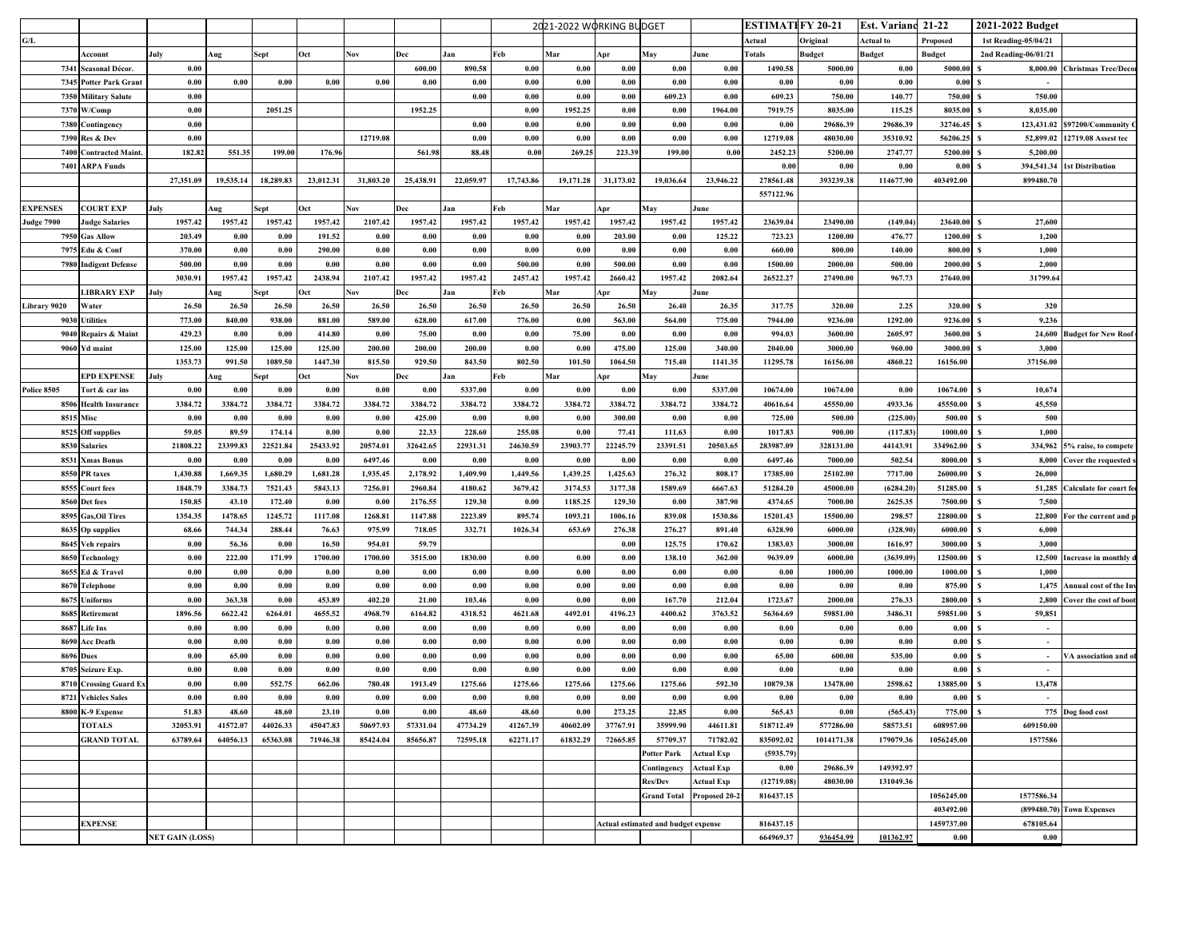| G/L | Account | July | Aug | Sept | Oct | Nov | Dec | Jan | Feb | Mar | Apr | May | June | ESTIMATED FY 20-21 Actual Totals | Original Budget | Est. Variance Actual to Budget | 21-22 Proposed Budget | 2021-2022 Budget 1st Reading-05/04/21 2nd Reading-06/01/21 | |
|---|---|---|---|---|---|---|---|---|---|---|---|---|---|---|---|---|---|---|---|
| | | | | | | | | | | 2021-2022 WORKING BUDGET | | | | | | | | | |
| 7341 | Seasonal Décor. | 0.00 | | | | | 600.00 | 890.58 | 0.00 | 0.00 | 0.00 | 0.00 | 0.00 | 1490.58 | 5000.00 | 0.00 | 5000.00 | $ 8,000.00 | Christmas Tree/Decor |
| 7345 | Potter Park Grant | 0.00 | 0.00 | 0.00 | 0.00 | 0.00 | 0.00 | 0.00 | 0.00 | 0.00 | 0.00 | 0.00 | 0.00 | 0.00 | 0.00 | 0.00 | 0.00 | $ - | |
| 7350 | Military Salute | 0.00 | | | | | | 0.00 | 0.00 | 0.00 | 0.00 | 609.23 | 0.00 | 609.23 | 750.00 | 140.77 | 750.00 | $ 750.00 | |
| 7370 | W/Comp | 0.00 | | 2051.25 | | | 1952.25 | | 0.00 | 1952.25 | 0.00 | 0.00 | 1964.00 | 7919.75 | 8035.00 | 115.25 | 8035.00 | $ 8,035.00 | |
| 7380 | Contingency | 0.00 | | | | | | 0.00 | 0.00 | 0.00 | 0.00 | 0.00 | 0.00 | 0.00 | 29686.39 | 29686.39 | 32746.45 | $ 123,431.02 | $97200/Community C |
| 7390 | Res & Dev | | | | | 12719.08 | | 0.00 | 0.00 | 0.00 | 0.00 | 0.00 | 0.00 | 12719.08 | 48030.00 | 35310.92 | 56206.25 | $ 52,899.02 | 12719.08 Assest tec |
| 7400 | Contracted Maint. | 182.82 | 551.35 | 199.00 | 176.96 | | 561.98 | 88.48 | 0.00 | 269.25 | 223.39 | 199.00 | 0.00 | 2452.23 | 5200.00 | 2747.77 | 5200.00 | $ 5,200.00 | |
| 7401 | ARPA Funds | | | | | | | | | | | | | 0.00 | 0.00 | 0.00 | 0.00 | $ 394,541.34 | 1st Distribution |
| | | 27,351.09 | 19,535.14 | 18,289.83 | 23,012.31 | 31,803.20 | 25,438.91 | 22,059.97 | 17,743.86 | 19,171.28 | 31,173.02 | 19,036.64 | 23,946.22 | 278561.48 | 393239.38 | 114677.90 | 403492.00 | 899480.70 | |
| | | | | | | | | | | | | | | 557122.96 | | | | | |
| EXPENSES | COURT EXP | July | Aug | Sept | Oct | Nov | Dec | Jan | Feb | Mar | Apr | May | June | | | | | | |
| Judge 7900 | Judge Salaries | 1957.42 | 1957.42 | 1957.42 | 1957.42 | 2107.42 | 1957.42 | 1957.42 | 1957.42 | 1957.42 | 1957.42 | 1957.42 | 1957.42 | 23639.04 | 23490.00 | (149.04) | 23640.00 | $ 27,600 | |
| 7950 | Gas Allow | 203.49 | 0.00 | 0.00 | 191.52 | 0.00 | 0.00 | 0.00 | 0.00 | 0.00 | 203.00 | 0.00 | 125.22 | 723.23 | 1200.00 | 476.77 | 1200.00 | $ 1,200 | |
| 7975 | Edu & Conf | 370.00 | 0.00 | 0.00 | 290.00 | 0.00 | 0.00 | 0.00 | 0.00 | 0.00 | 0.00 | 0.00 | 0.00 | 660.00 | 800.00 | 140.00 | 800.00 | $ 1,000 | |
| 7980 | Indigent Defense | 500.00 | 0.00 | 0.00 | 0.00 | 0.00 | 0.00 | 0.00 | 500.00 | 0.00 | 500.00 | 0.00 | 0.00 | 1500.00 | 2000.00 | 500.00 | 2000.00 | $ 2,000 | |
| | | 3030.91 | 1957.42 | 1957.42 | 2438.94 | 2107.42 | 1957.42 | 1957.42 | 2457.42 | 1957.42 | 2660.42 | 1957.42 | 2082.64 | 26522.27 | 27490.00 | 967.73 | 27640.00 | 31799.64 | |
| | LIBRARY EXP | July | Aug | Sept | Oct | Nov | Dec | Jan | Feb | Mar | Apr | May | June | | | | | | |
| Library 9020 | Water | 26.50 | 26.50 | 26.50 | 26.50 | 26.50 | 26.50 | 26.50 | 26.50 | 26.50 | 26.50 | 26.40 | 26.35 | 317.75 | 320.00 | 2.25 | 320.00 | $ 320 | |
| 9030 | Utilities | 773.00 | 840.00 | 938.00 | 881.00 | 589.00 | 628.00 | 617.00 | 776.00 | 0.00 | 563.00 | 564.00 | 775.00 | 7944.00 | 9236.00 | 1292.00 | 9236.00 | $ 9,236 | |
| 9040 | Repairs & Maint | 429.23 | 0.00 | 0.00 | 414.80 | 0.00 | 75.00 | 0.00 | 0.00 | 75.00 | 0.00 | 0.00 | 0.00 | 994.03 | 3600.00 | 2605.97 | 3600.00 | $ 24,600 | Budget for New Roof |
| 9060 | Yd maint | 125.00 | 125.00 | 125.00 | 125.00 | 200.00 | 200.00 | 200.00 | 0.00 | 0.00 | 475.00 | 125.00 | 340.00 | 2040.00 | 3000.00 | 960.00 | 3000.00 | $ 3,000 | |
| | | 1353.73 | 991.50 | 1089.50 | 1447.30 | 815.50 | 929.50 | 843.50 | 802.50 | 101.50 | 1064.50 | 715.40 | 1141.35 | 11295.78 | 16156.00 | 4860.22 | 16156.00 | 37156.00 | |
| | EPD EXPENSE | July | Aug | Sept | Oct | Nov | Dec | Jan | Feb | Mar | Apr | May | June | | | | | | |
| Police 8505 | Tort & car ins | 0.00 | 0.00 | 0.00 | 0.00 | 0.00 | 0.00 | 5337.00 | 0.00 | 0.00 | 0.00 | 0.00 | 5337.00 | 10674.00 | 10674.00 | 0.00 | 10674.00 | $ 10,674 | |
| 8506 | Health Insurance | 3384.72 | 3384.72 | 3384.72 | 3384.72 | 3384.72 | 3384.72 | 3384.72 | 3384.72 | 3384.72 | 3384.72 | 3384.72 | 3384.72 | 40616.64 | 45550.00 | 4933.36 | 45550.00 | $ 45,550 | |
| 8515 | Misc | 0.00 | 0.00 | 0.00 | 0.00 | 0.00 | 425.00 | 0.00 | 0.00 | 0.00 | 300.00 | 0.00 | 0.00 | 725.00 | 500.00 | (225.00) | 500.00 | $ 500 | |
| 8525 | Off supplies | 59.05 | 89.59 | 174.14 | 0.00 | 0.00 | 22.33 | 228.60 | 255.08 | 0.00 | 77.41 | 111.63 | 0.00 | 1017.83 | 900.00 | (117.83) | 1000.00 | $ 1,000 | |
| 8530 | Salaries | 21808.22 | 23399.83 | 22521.84 | 25433.92 | 20574.01 | 32642.65 | 22931.31 | 24630.59 | 23903.77 | 22245.79 | 23391.51 | 20503.65 | 283987.09 | 328131.00 | 44143.91 | 334962.00 | $ 334,962 | 5% raise, to compete |
| 8531 | Xmas Bonus | 0.00 | 0.00 | 0.00 | 0.00 | 6497.46 | 0.00 | 0.00 | 0.00 | 0.00 | 0.00 | 0.00 | 0.00 | 6497.46 | 7000.00 | 502.54 | 8000.00 | $ 8,000 | Cover the requested s |
| 8550 | PR taxes | 1,430.88 | 1,669.35 | 1,680.29 | 1,681.28 | 1,935.45 | 2,178.92 | 1,409.90 | 1,449.56 | 1,439.25 | 1,425.63 | 276.32 | 808.17 | 17385.00 | 25102.00 | 7717.00 | 26000.00 | $ 26,000 | |
| 8555 | Court fees | 1848.79 | 3384.73 | 7521.43 | 5843.13 | 7256.01 | 2960.84 | 4180.62 | 3679.42 | 3174.53 | 3177.38 | 1589.69 | 6667.63 | 51284.20 | 45000.00 | (6284.20) | 51285.00 | $ 51,285 | Calculate for court fe |
| 8560 | Det fees | 150.85 | 43.10 | 172.40 | 0.00 | 0.00 | 2176.55 | 129.30 | 0.00 | 1185.25 | 129.30 | 0.00 | 387.90 | 4374.65 | 7000.00 | 2625.35 | 7500.00 | $ 7,500 | |
| 8595 | Gas,Oil Tires | 1354.35 | 1478.65 | 1245.72 | 1117.08 | 1268.81 | 1147.88 | 2223.89 | 895.74 | 1093.21 | 1006.16 | 839.08 | 1530.86 | 15201.43 | 15500.00 | 298.57 | 22800.00 | $ 22,800 | For the current and p |
| 8635 | Op supplies | 68.66 | 744.34 | 288.44 | 76.63 | 975.99 | 718.05 | 332.71 | 1026.34 | 653.69 | 276.38 | 276.27 | 891.40 | 6328.90 | 6000.00 | (328.90) | 6000.00 | $ 6,000 | |
| 8645 | Veh repairs | 0.00 | 56.36 | 0.00 | 16.50 | 954.01 | 59.79 | | | | 0.00 | 125.75 | 170.62 | 1383.03 | 3000.00 | 1616.97 | 3000.00 | $ 3,000 | |
| 8650 | Technology | 0.00 | 222.00 | 171.99 | 1700.00 | 1700.00 | 3515.00 | 1830.00 | 0.00 | 0.00 | 0.00 | 138.10 | 362.00 | 9639.09 | 6000.00 | (3639.09) | 12500.00 | $ 12,500 | Increase in monthly d |
| 8655 | Ed & Travel | 0.00 | 0.00 | 0.00 | 0.00 | 0.00 | 0.00 | 0.00 | 0.00 | 0.00 | 0.00 | 0.00 | 0.00 | 0.00 | 1000.00 | 1000.00 | 1000.00 | $ 1,000 | |
| 8670 | Telephone | 0.00 | 0.00 | 0.00 | 0.00 | 0.00 | 0.00 | 0.00 | 0.00 | 0.00 | 0.00 | 0.00 | 0.00 | 0.00 | 0.00 | 0.00 | 875.00 | $ 1,475 | Annual cost of the Inv |
| 8675 | Uniforms | 0.00 | 363.38 | 0.00 | 453.89 | 402.20 | 21.00 | 103.46 | 0.00 | 0.00 | 0.00 | 167.70 | 212.04 | 1723.67 | 2000.00 | 276.33 | 2800.00 | $ 2,800 | Cover the cost of boot |
| 8685 | Retirement | 1896.56 | 6622.42 | 6264.01 | 4655.52 | 4968.79 | 6164.82 | 4318.52 | 4621.68 | 4492.01 | 4196.23 | 4400.62 | 3763.52 | 56364.69 | 59851.00 | 3486.31 | 59851.00 | $ 59,851 | |
| 8687 | Life Ins | 0.00 | 0.00 | 0.00 | 0.00 | 0.00 | 0.00 | 0.00 | 0.00 | 0.00 | 0.00 | 0.00 | 0.00 | 0.00 | 0.00 | 0.00 | 0.00 | $ - | |
| 8690 | Acc Death | 0.00 | 0.00 | 0.00 | 0.00 | 0.00 | 0.00 | 0.00 | 0.00 | 0.00 | 0.00 | 0.00 | 0.00 | 0.00 | 0.00 | 0.00 | 0.00 | $ - | |
| 8696 | Dues | 0.00 | 65.00 | 0.00 | 0.00 | 0.00 | 0.00 | 0.00 | 0.00 | 0.00 | 0.00 | 0.00 | 0.00 | 65.00 | 600.00 | 535.00 | 0.00 | $ - | VA association and of |
| 8705 | Seizure Exp. | 0.00 | 0.00 | 0.00 | 0.00 | 0.00 | 0.00 | 0.00 | 0.00 | 0.00 | 0.00 | 0.00 | 0.00 | 0.00 | 0.00 | 0.00 | 0.00 | $ - | |
| 8710 | Crossing Guard Ex | 0.00 | 0.00 | 552.75 | 662.06 | 780.48 | 1913.49 | 1275.66 | 1275.66 | 1275.66 | 1275.66 | 1275.66 | 592.30 | 10879.38 | 13478.00 | 2598.62 | 13885.00 | $ 13,478 | |
| 8721 | Vehicles Sales | 0.00 | 0.00 | 0.00 | 0.00 | 0.00 | 0.00 | 0.00 | 0.00 | 0.00 | 0.00 | 0.00 | 0.00 | 0.00 | 0.00 | 0.00 | 0.00 | $ - | |
| 8800 | K-9 Expense | 51.83 | 48.60 | 48.60 | 23.10 | 0.00 | 0.00 | 48.60 | 48.60 | 0.00 | 273.25 | 22.85 | 0.00 | 565.43 | 0.00 | (565.43) | 775.00 | $ 775 | Dog food cost |
| | TOTALS | 32053.91 | 41572.07 | 44026.33 | 45047.83 | 50697.93 | 57331.04 | 47734.29 | 41267.39 | 40602.09 | 37767.91 | 35999.90 | 44611.81 | 518712.49 | 577286.00 | 58573.51 | 608957.00 | 609150.00 | |
| | GRAND TOTAL | 63789.64 | 64056.13 | 65363.08 | 71946.38 | 85424.04 | 85656.87 | 72595.18 | 62271.17 | 61832.29 | 72665.85 | 57709.37 | 71782.02 | 835092.02 | 1014171.38 | 179079.36 | 1056245.00 | 1577586 | |
| | | | | | | | | | | | | Potter Park | Actual Exp | (5935.79) | | | | | |
| | | | | | | | | | | | | Contingency | Actual Exp | 0.00 | 29686.39 | 149392.97 | | | |
| | | | | | | | | | | | | Res/Dev | Actual Exp | (12719.08) | 48030.00 | 131049.36 | | | |
| | | | | | | | | | | | | Grand Total | Proposed 20-2 | 816437.15 | | | 1056245.00 | 1577586.34 | |
| | | | | | | | | | | | | | | | | | 403492.00 | (899480.70) | Town Expenses |
| | EXPENSE | | | | | | | | | | Actual estimated and budget expense | | | 816437.15 | | | 1459737.00 | 678105.64 | |
| | | NET GAIN (LOSS) | | | | | | | | | | | | 664969.37 | 936454.99 | 101362.97 | 0.00 | 0.00 | |